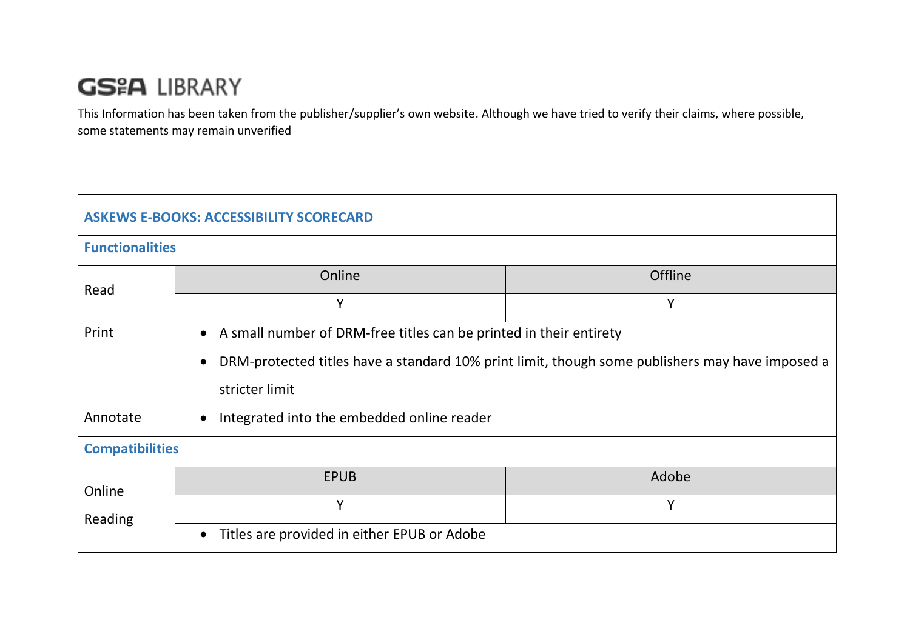# GSofA LIBRARY

This Information has been taken from the publisher/supplier's own website. Although we have tried to verify their claims, where possible, some statements may remain unverified

| ASKEWS E-BOOKS: ACCESSIBILITY SCORECARD | | |
|---|---|---|
| **Functionalities** | | |
| Read | Online | Offline |
| | Y | Y |
| Print | • A small number of DRM-free titles can be printed in their entirety<br>• DRM-protected titles have a standard 10% print limit, though some publishers may have imposed a stricter limit | |
| Annotate | • Integrated into the embedded online reader | |
| **Compatibilities** | | |
| Online Reading | EPUB | Adobe |
| | Y | Y |
| | • Titles are provided in either EPUB or Adobe | |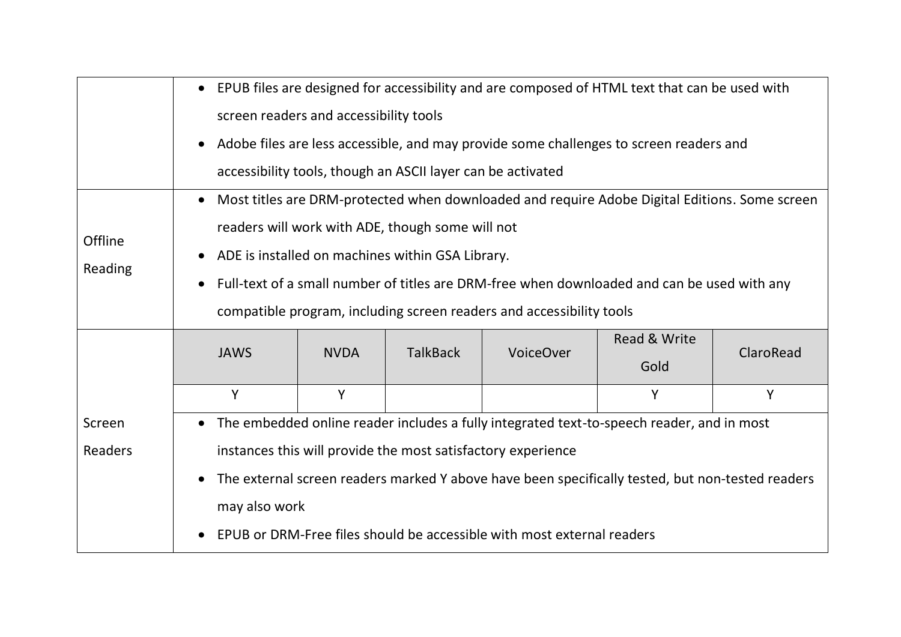| | |
|---|---|
| | • EPUB files are designed for accessibility and are composed of HTML text that can be used with screen readers and accessibility tools<br>• Adobe files are less accessible, and may provide some challenges to screen readers and accessibility tools, though an ASCII layer can be activated |
| Offline Reading | • Most titles are DRM-protected when downloaded and require Adobe Digital Editions. Some screen readers will work with ADE, though some will not<br>• ADE is installed on machines within GSA Library.<br>• Full-text of a small number of titles are DRM-free when downloaded and can be used with any compatible program, including screen readers and accessibility tools |
| Screen Readers | See screen reader table and notes below |

| JAWS | NVDA | TalkBack | VoiceOver | Read & Write Gold | ClaroRead |
|---|---|---|---|---|---|
| Y | Y | | | Y | Y |

- The embedded online reader includes a fully integrated text-to-speech reader, and in most instances this will provide the most satisfactory experience
- The external screen readers marked Y above have been specifically tested, but non-tested readers may also work
- EPUB or DRM-Free files should be accessible with most external readers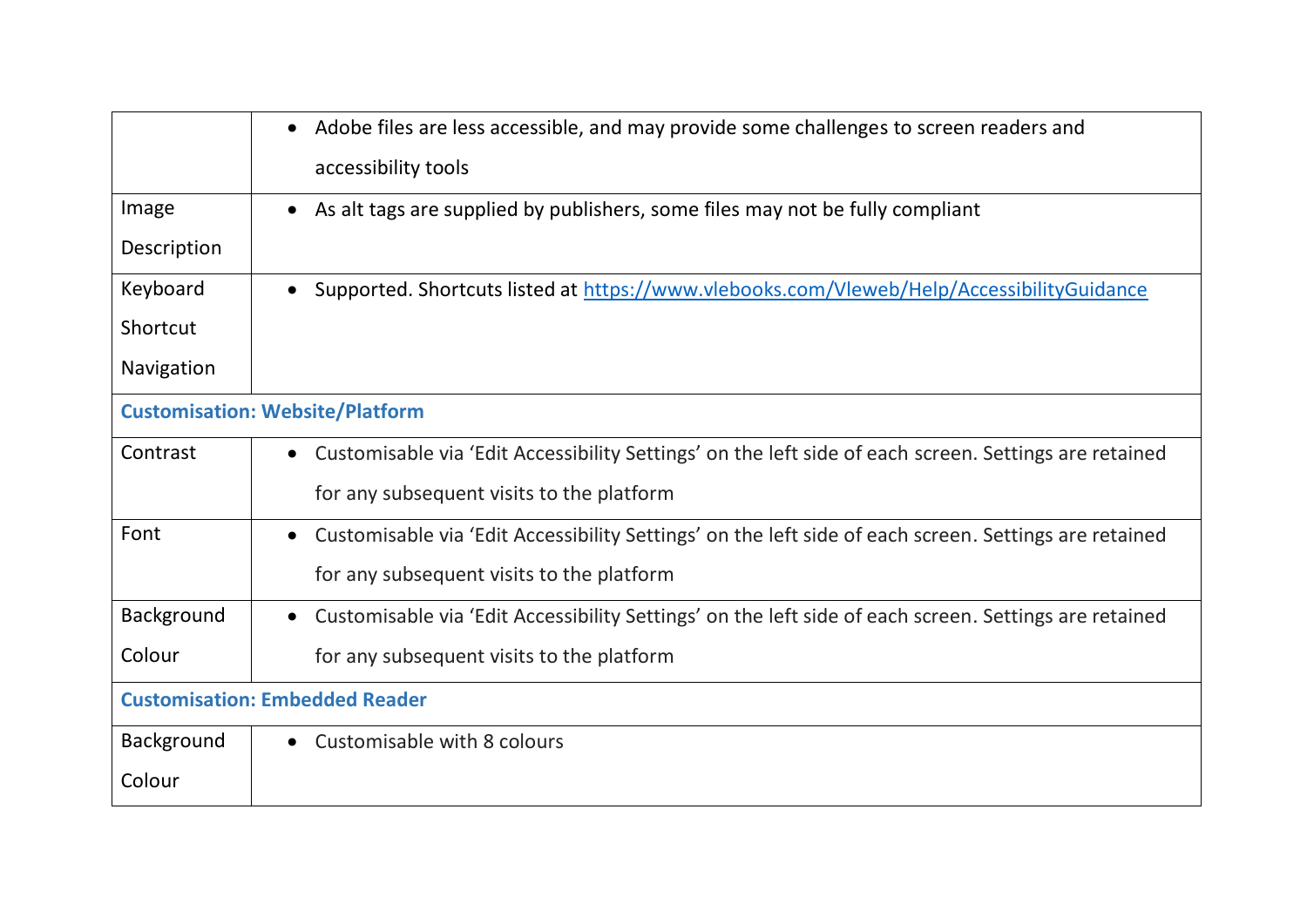| | |
|---|---|
| | • Adobe files are less accessible, and may provide some challenges to screen readers and accessibility tools |
| Image Description | • As alt tags are supplied by publishers, some files may not be fully compliant |
| Keyboard Shortcut Navigation | • Supported. Shortcuts listed at [https://www.vlebooks.com/Vleweb/Help/AccessibilityGuidance](https://www.vlebooks.com/Vleweb/Help/AccessibilityGuidance) |
| **Customisation: Website/Platform** | |
| Contrast | • Customisable via 'Edit Accessibility Settings' on the left side of each screen. Settings are retained for any subsequent visits to the platform |
| Font | • Customisable via 'Edit Accessibility Settings' on the left side of each screen. Settings are retained for any subsequent visits to the platform |
| Background Colour | • Customisable via 'Edit Accessibility Settings' on the left side of each screen. Settings are retained for any subsequent visits to the platform |
| **Customisation: Embedded Reader** | |
| Background Colour | • Customisable with 8 colours |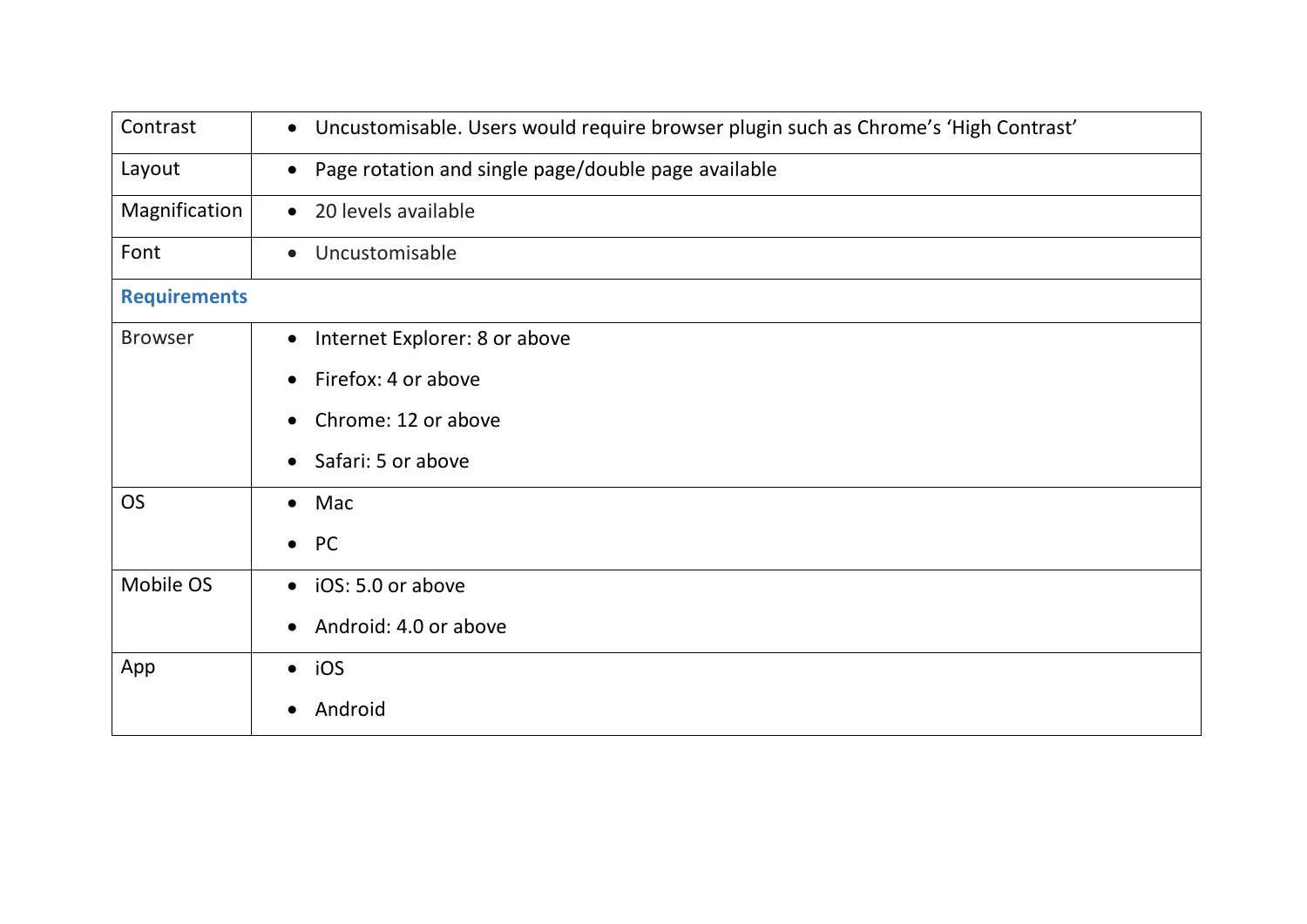| | |
|---|---|
| Contrast | • Uncustomisable. Users would require browser plugin such as Chrome’s ‘High Contrast’ |
| Layout | • Page rotation and single page/double page available |
| Magnification | • 20 levels available |
| Font | • Uncustomisable |
| **Requirements** | |
| Browser | • Internet Explorer: 8 or above<br>• Firefox: 4 or above<br>• Chrome: 12 or above<br>• Safari: 5 or above |
| OS | • Mac<br>• PC |
| Mobile OS | • iOS: 5.0 or above<br>• Android: 4.0 or above |
| App | • iOS<br>• Android |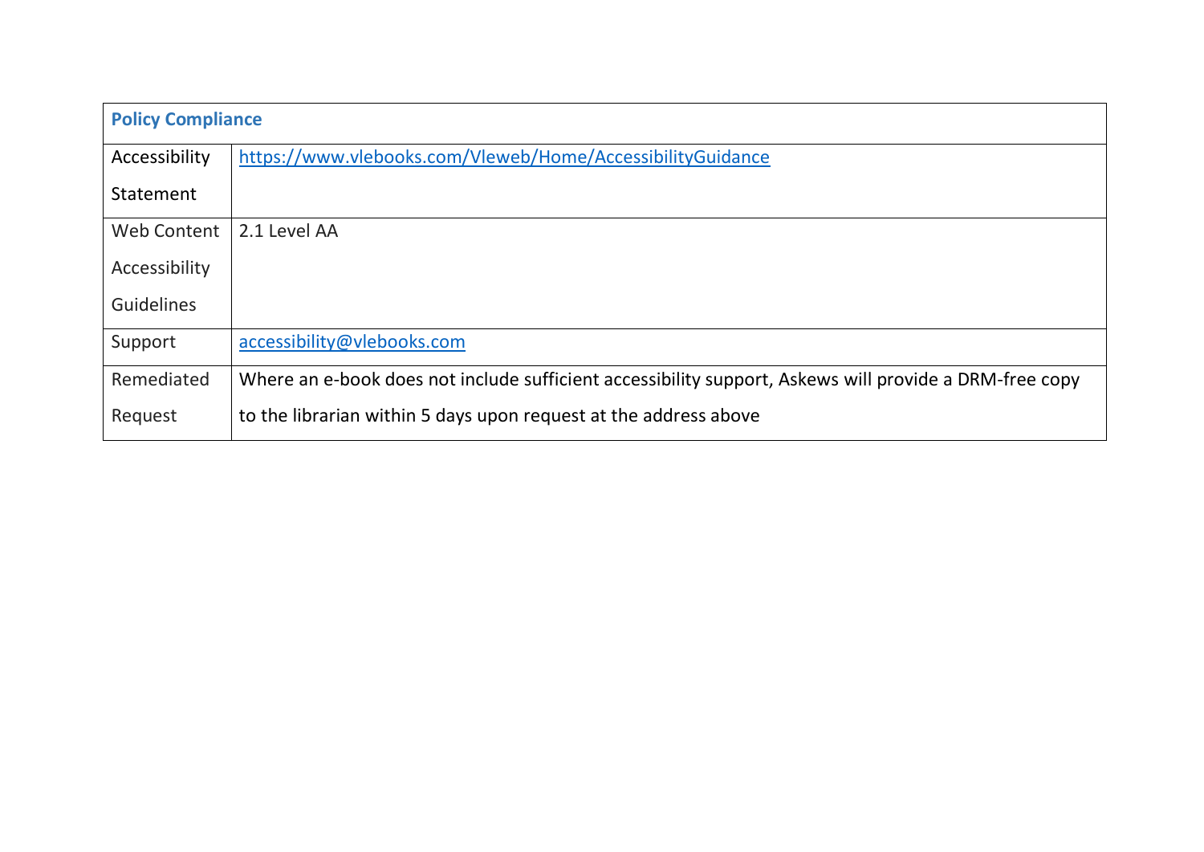| Policy Compliance | |
| --- | --- |
| Accessibility Statement | https://www.vlebooks.com/Vleweb/Home/AccessibilityGuidance |
| Web Content Accessibility Guidelines | 2.1 Level AA |
| Support | accessibility@vlebooks.com |
| Remediated Request | Where an e-book does not include sufficient accessibility support, Askews will provide a DRM-free copy to the librarian within 5 days upon request at the address above |